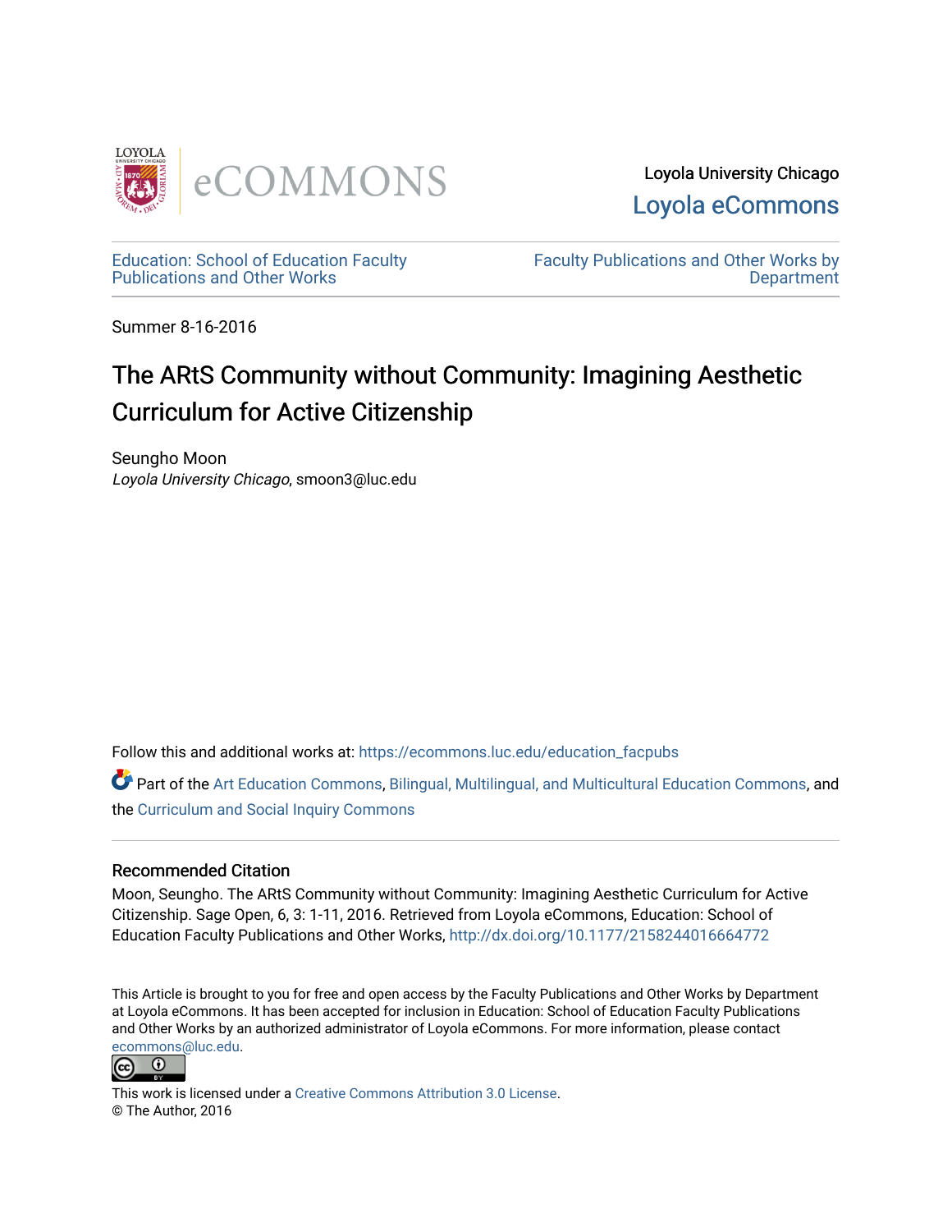Loyola University Chicago

Loyola eCommons

Education: School of Education Faculty Publications and Other Works

Faculty Publications and Other Works by Department

Summer 8-16-2016

# The ARtS Community without Community: Imagining Aesthetic Curriculum for Active Citizenship

Seungho Moon
*Loyola University Chicago*, smoon3@luc.edu

Follow this and additional works at: https://ecommons.luc.edu/education_facpubs

Part of the Art Education Commons, Bilingual, Multilingual, and Multicultural Education Commons, and the Curriculum and Social Inquiry Commons

## Recommended Citation

Moon, Seungho. The ARtS Community without Community: Imagining Aesthetic Curriculum for Active Citizenship. Sage Open, 6, 3: 1-11, 2016. Retrieved from Loyola eCommons, Education: School of Education Faculty Publications and Other Works, http://dx.doi.org/10.1177/2158244016664772

This Article is brought to you for free and open access by the Faculty Publications and Other Works by Department at Loyola eCommons. It has been accepted for inclusion in Education: School of Education Faculty Publications and Other Works by an authorized administrator of Loyola eCommons. For more information, please contact ecommons@luc.edu.

This work is licensed under a Creative Commons Attribution 3.0 License.
© The Author, 2016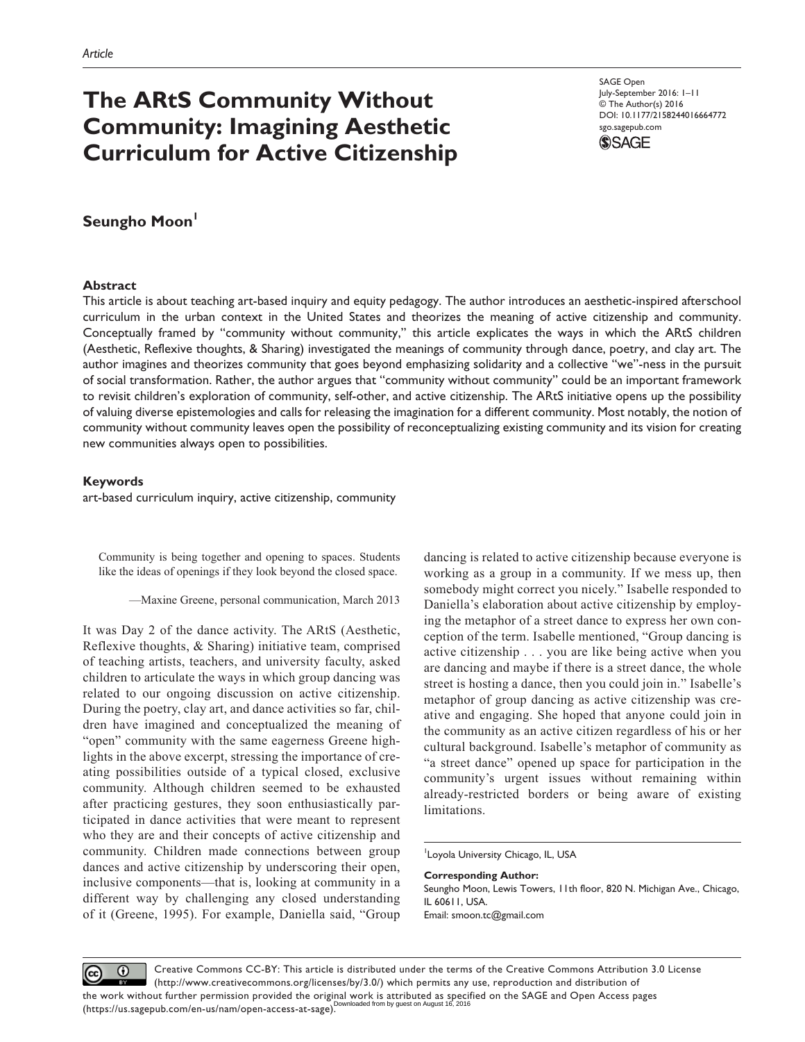*Article*

# The ARtS Community Without Community: Imagining Aesthetic Curriculum for Active Citizenship

SAGE Open
July-September 2016: 1–11
© The Author(s) 2016
DOI: 10.1177/2158244016664772
sgo.sagepub.com

**Seungho Moon**[1]

## Abstract

This article is about teaching art-based inquiry and equity pedagogy. The author introduces an aesthetic-inspired afterschool curriculum in the urban context in the United States and theorizes the meaning of active citizenship and community. Conceptually framed by "community without community," this article explicates the ways in which the ARtS children (Aesthetic, Reflexive thoughts, & Sharing) investigated the meanings of community through dance, poetry, and clay art. The author imagines and theorizes community that goes beyond emphasizing solidarity and a collective "we"-ness in the pursuit of social transformation. Rather, the author argues that "community without community" could be an important framework to revisit children's exploration of community, self-other, and active citizenship. The ARtS initiative opens up the possibility of valuing diverse epistemologies and calls for releasing the imagination for a different community. Most notably, the notion of community without community leaves open the possibility of reconceptualizing existing community and its vision for creating new communities always open to possibilities.

## Keywords

art-based curriculum inquiry, active citizenship, community

> Community is being together and opening to spaces. Students like the ideas of openings if they look beyond the closed space.
>
> —Maxine Greene, personal communication, March 2013

It was Day 2 of the dance activity. The ARtS (Aesthetic, Reflexive thoughts, & Sharing) initiative team, comprised of teaching artists, teachers, and university faculty, asked children to articulate the ways in which group dancing was related to our ongoing discussion on active citizenship. During the poetry, clay art, and dance activities so far, children have imagined and conceptualized the meaning of "open" community with the same eagerness Greene highlights in the above excerpt, stressing the importance of creating possibilities outside of a typical closed, exclusive community. Although children seemed to be exhausted after practicing gestures, they soon enthusiastically participated in dance activities that were meant to represent who they are and their concepts of active citizenship and community. Children made connections between group dances and active citizenship by underscoring their open, inclusive components—that is, looking at community in a different way by challenging any closed understanding of it (Greene, 1995). For example, Daniella said, "Group dancing is related to active citizenship because everyone is working as a group in a community. If we mess up, then somebody might correct you nicely." Isabelle responded to Daniella's elaboration about active citizenship by employing the metaphor of a street dance to express her own conception of the term. Isabelle mentioned, "Group dancing is active citizenship . . . you are like being active when you are dancing and maybe if there is a street dance, the whole street is hosting a dance, then you could join in." Isabelle's metaphor of group dancing as active citizenship was creative and engaging. She hoped that anyone could join in the community as an active citizen regardless of his or her cultural background. Isabelle's metaphor of community as "a street dance" opened up space for participation in the community's urgent issues without remaining within already-restricted borders or being aware of existing limitations.

[1]Loyola University Chicago, IL, USA

**Corresponding Author:**
Seungho Moon, Lewis Towers, 11th floor, 820 N. Michigan Ave., Chicago, IL 60611, USA.
Email: smoon.tc@gmail.com

Creative Commons CC-BY: This article is distributed under the terms of the Creative Commons Attribution 3.0 License (http://www.creativecommons.org/licenses/by/3.0/) which permits any use, reproduction and distribution of the work without further permission provided the original work is attributed as specified on the SAGE and Open Access pages (https://us.sagepub.com/en-us/nam/open-access-at-sage).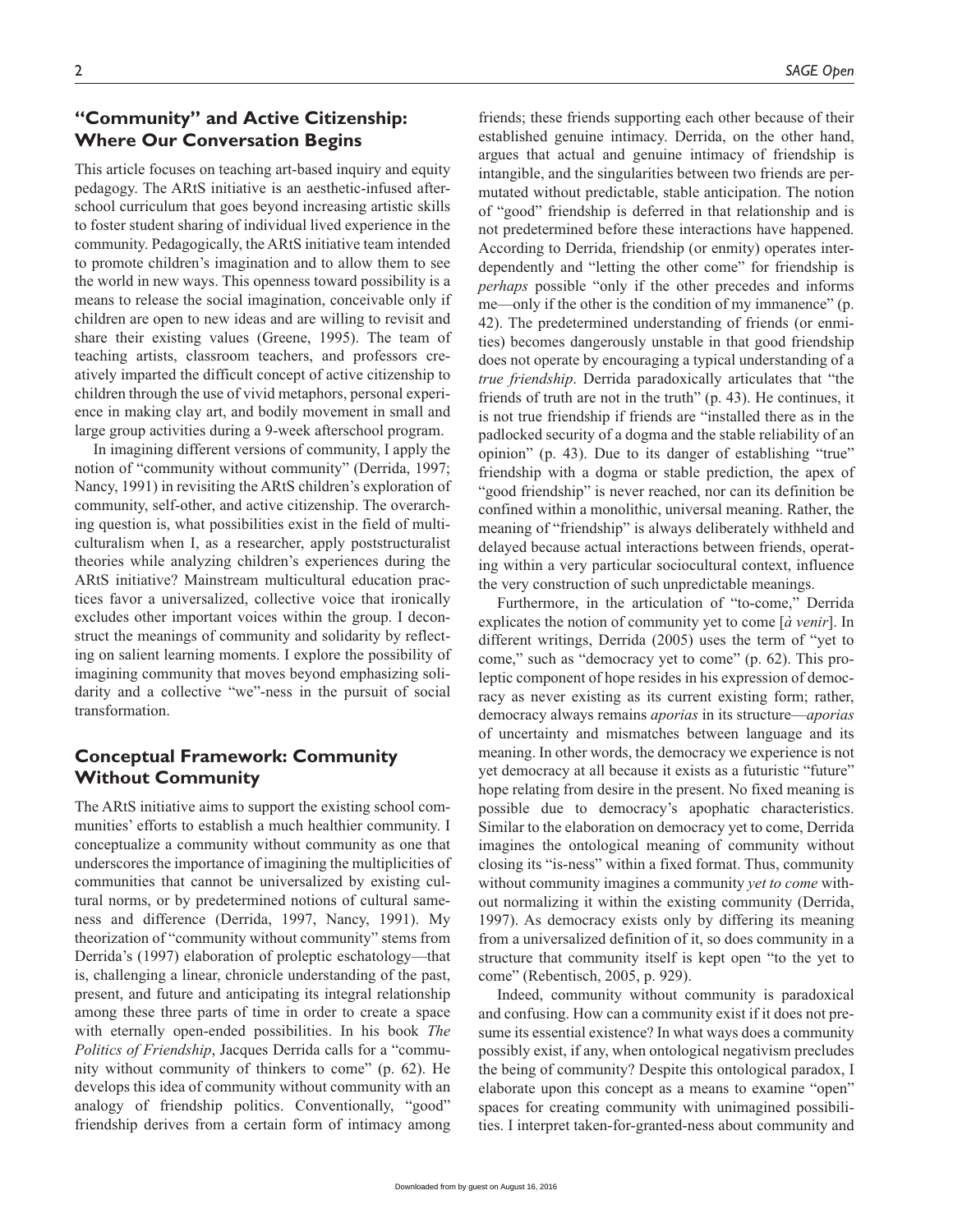## "Community" and Active Citizenship: Where Our Conversation Begins

This article focuses on teaching art-based inquiry and equity pedagogy. The ARtS initiative is an aesthetic-infused afterschool curriculum that goes beyond increasing artistic skills to foster student sharing of individual lived experience in the community. Pedagogically, the ARtS initiative team intended to promote children's imagination and to allow them to see the world in new ways. This openness toward possibility is a means to release the social imagination, conceivable only if children are open to new ideas and are willing to revisit and share their existing values (Greene, 1995). The team of teaching artists, classroom teachers, and professors creatively imparted the difficult concept of active citizenship to children through the use of vivid metaphors, personal experience in making clay art, and bodily movement in small and large group activities during a 9-week afterschool program.

In imagining different versions of community, I apply the notion of "community without community" (Derrida, 1997; Nancy, 1991) in revisiting the ARtS children's exploration of community, self-other, and active citizenship. The overarching question is, what possibilities exist in the field of multiculturalism when I, as a researcher, apply poststructuralist theories while analyzing children's experiences during the ARtS initiative? Mainstream multicultural education practices favor a universalized, collective voice that ironically excludes other important voices within the group. I deconstruct the meanings of community and solidarity by reflecting on salient learning moments. I explore the possibility of imagining community that moves beyond emphasizing solidarity and a collective "we"-ness in the pursuit of social transformation.

## Conceptual Framework: Community Without Community

The ARtS initiative aims to support the existing school communities' efforts to establish a much healthier community. I conceptualize a community without community as one that underscores the importance of imagining the multiplicities of communities that cannot be universalized by existing cultural norms, or by predetermined notions of cultural sameness and difference (Derrida, 1997, Nancy, 1991). My theorization of "community without community" stems from Derrida's (1997) elaboration of proleptic eschatology—that is, challenging a linear, chronicle understanding of the past, present, and future and anticipating its integral relationship among these three parts of time in order to create a space with eternally open-ended possibilities. In his book *The Politics of Friendship*, Jacques Derrida calls for a "community without community of thinkers to come" (p. 62). He develops this idea of community without community with an analogy of friendship politics. Conventionally, "good" friendship derives from a certain form of intimacy among friends; these friends supporting each other because of their established genuine intimacy. Derrida, on the other hand, argues that actual and genuine intimacy of friendship is intangible, and the singularities between two friends are permutated without predictable, stable anticipation. The notion of "good" friendship is deferred in that relationship and is not predetermined before these interactions have happened. According to Derrida, friendship (or enmity) operates interdependently and "letting the other come" for friendship is *perhaps* possible "only if the other precedes and informs me—only if the other is the condition of my immanence" (p. 42). The predetermined understanding of friends (or enmities) becomes dangerously unstable in that good friendship does not operate by encouraging a typical understanding of a *true friendship*. Derrida paradoxically articulates that "the friends of truth are not in the truth" (p. 43). He continues, it is not true friendship if friends are "installed there as in the padlocked security of a dogma and the stable reliability of an opinion" (p. 43). Due to its danger of establishing "true" friendship with a dogma or stable prediction, the apex of "good friendship" is never reached, nor can its definition be confined within a monolithic, universal meaning. Rather, the meaning of "friendship" is always deliberately withheld and delayed because actual interactions between friends, operating within a very particular sociocultural context, influence the very construction of such unpredictable meanings.

Furthermore, in the articulation of "to-come," Derrida explicates the notion of community yet to come [*à venir*]. In different writings, Derrida (2005) uses the term of "yet to come," such as "democracy yet to come" (p. 62). This proleptic component of hope resides in his expression of democracy as never existing as its current existing form; rather, democracy always remains *aporias* in its structure—*aporias* of uncertainty and mismatches between language and its meaning. In other words, the democracy we experience is not yet democracy at all because it exists as a futuristic "future" hope relating from desire in the present. No fixed meaning is possible due to democracy's apophatic characteristics. Similar to the elaboration on democracy yet to come, Derrida imagines the ontological meaning of community without closing its "is-ness" within a fixed format. Thus, community without community imagines a community *yet to come* without normalizing it within the existing community (Derrida, 1997). As democracy exists only by differing its meaning from a universalized definition of it, so does community in a structure that community itself is kept open "to the yet to come" (Rebentisch, 2005, p. 929).

Indeed, community without community is paradoxical and confusing. How can a community exist if it does not presume its essential existence? In what ways does a community possibly exist, if any, when ontological negativism precludes the being of community? Despite this ontological paradox, I elaborate upon this concept as a means to examine "open" spaces for creating community with unimagined possibilities. I interpret taken-for-granted-ness about community and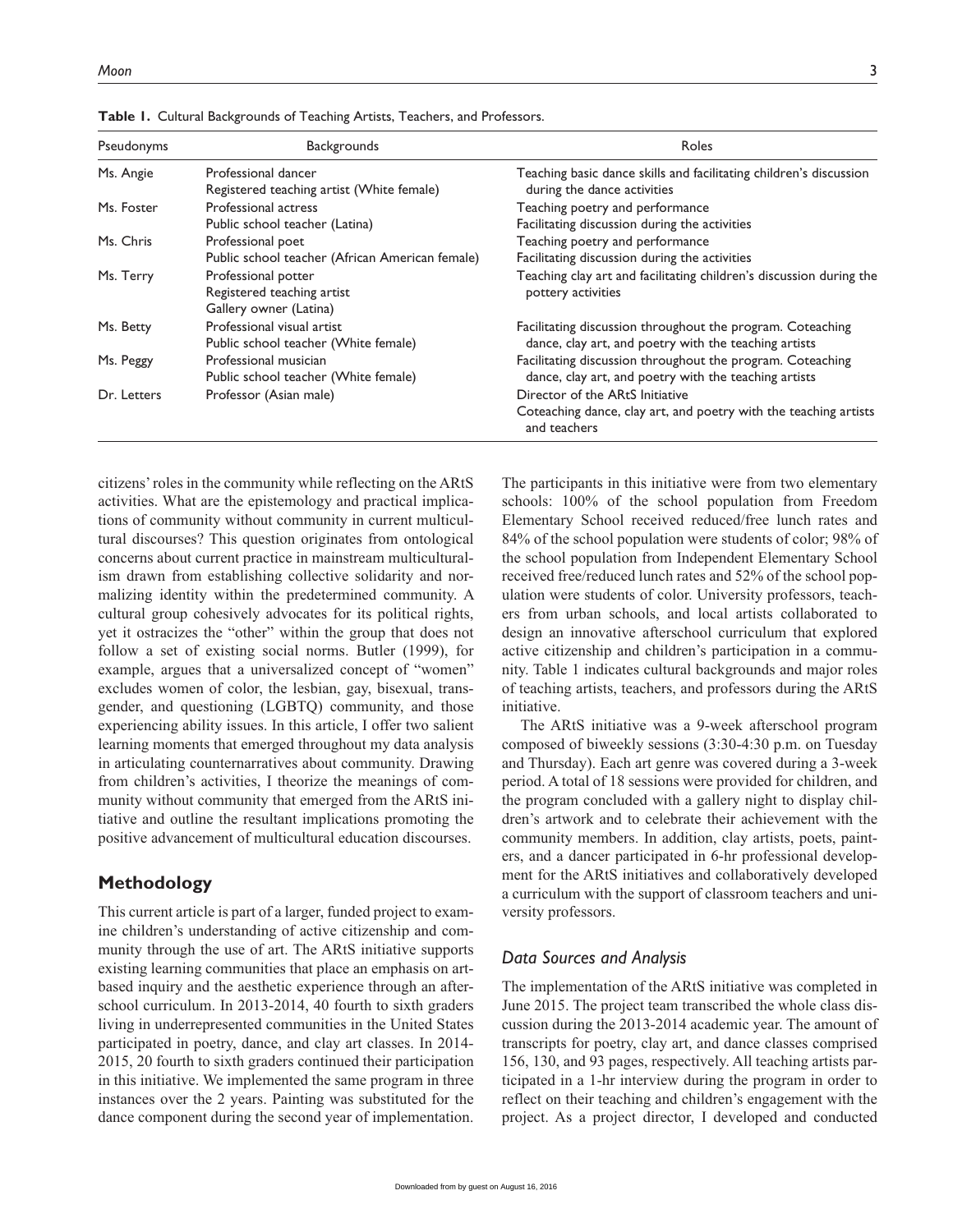**Table 1.** Cultural Backgrounds of Teaching Artists, Teachers, and Professors.

| Pseudonyms | Backgrounds | Roles |
|---|---|---|
| Ms. Angie | Professional dancer<br>Registered teaching artist (White female) | Teaching basic dance skills and facilitating children's discussion during the dance activities |
| Ms. Foster | Professional actress<br>Public school teacher (Latina) | Teaching poetry and performance<br>Facilitating discussion during the activities |
| Ms. Chris | Professional poet<br>Public school teacher (African American female) | Teaching poetry and performance<br>Facilitating discussion during the activities |
| Ms. Terry | Professional potter<br>Registered teaching artist<br>Gallery owner (Latina) | Teaching clay art and facilitating children's discussion during the pottery activities |
| Ms. Betty | Professional visual artist<br>Public school teacher (White female) | Facilitating discussion throughout the program. Coteaching dance, clay art, and poetry with the teaching artists |
| Ms. Peggy | Professional musician<br>Public school teacher (White female) | Facilitating discussion throughout the program. Coteaching dance, clay art, and poetry with the teaching artists |
| Dr. Letters | Professor (Asian male) | Director of the ARtS Initiative<br>Coteaching dance, clay art, and poetry with the teaching artists and teachers |

citizens' roles in the community while reflecting on the ARtS activities. What are the epistemology and practical implications of community without community in current multicultural discourses? This question originates from ontological concerns about current practice in mainstream multiculturalism drawn from establishing collective solidarity and normalizing identity within the predetermined community. A cultural group cohesively advocates for its political rights, yet it ostracizes the "other" within the group that does not follow a set of existing social norms. Butler (1999), for example, argues that a universalized concept of "women" excludes women of color, the lesbian, gay, bisexual, transgender, and questioning (LGBTQ) community, and those experiencing ability issues. In this article, I offer two salient learning moments that emerged throughout my data analysis in articulating counternarratives about community. Drawing from children's activities, I theorize the meanings of community without community that emerged from the ARtS initiative and outline the resultant implications promoting the positive advancement of multicultural education discourses.

## Methodology

This current article is part of a larger, funded project to examine children's understanding of active citizenship and community through the use of art. The ARtS initiative supports existing learning communities that place an emphasis on art-based inquiry and the aesthetic experience through an afterschool curriculum. In 2013-2014, 40 fourth to sixth graders living in underrepresented communities in the United States participated in poetry, dance, and clay art classes. In 2014-2015, 20 fourth to sixth graders continued their participation in this initiative. We implemented the same program in three instances over the 2 years. Painting was substituted for the dance component during the second year of implementation. The participants in this initiative were from two elementary schools: 100% of the school population from Freedom Elementary School received reduced/free lunch rates and 84% of the school population were students of color; 98% of the school population from Independent Elementary School received free/reduced lunch rates and 52% of the school population were students of color. University professors, teachers from urban schools, and local artists collaborated to design an innovative afterschool curriculum that explored active citizenship and children's participation in a community. Table 1 indicates cultural backgrounds and major roles of teaching artists, teachers, and professors during the ARtS initiative.

The ARtS initiative was a 9-week afterschool program composed of biweekly sessions (3:30-4:30 p.m. on Tuesday and Thursday). Each art genre was covered during a 3-week period. A total of 18 sessions were provided for children, and the program concluded with a gallery night to display children's artwork and to celebrate their achievement with the community members. In addition, clay artists, poets, painters, and a dancer participated in 6-hr professional development for the ARtS initiatives and collaboratively developed a curriculum with the support of classroom teachers and university professors.

### *Data Sources and Analysis*

The implementation of the ARtS initiative was completed in June 2015. The project team transcribed the whole class discussion during the 2013-2014 academic year. The amount of transcripts for poetry, clay art, and dance classes comprised 156, 130, and 93 pages, respectively. All teaching artists participated in a 1-hr interview during the program in order to reflect on their teaching and children's engagement with the project. As a project director, I developed and conducted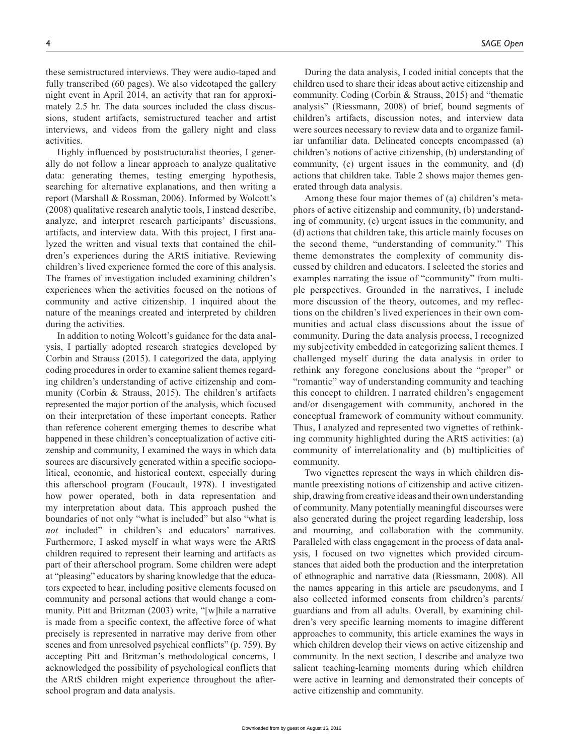these semistructured interviews. They were audio-taped and fully transcribed (60 pages). We also videotaped the gallery night event in April 2014, an activity that ran for approximately 2.5 hr. The data sources included the class discussions, student artifacts, semistructured teacher and artist interviews, and videos from the gallery night and class activities.

Highly influenced by poststructuralist theories, I generally do not follow a linear approach to analyze qualitative data: generating themes, testing emerging hypothesis, searching for alternative explanations, and then writing a report (Marshall & Rossman, 2006). Informed by Wolcott's (2008) qualitative research analytic tools, I instead describe, analyze, and interpret research participants' discussions, artifacts, and interview data. With this project, I first analyzed the written and visual texts that contained the children's experiences during the ARtS initiative. Reviewing children's lived experience formed the core of this analysis. The frames of investigation included examining children's experiences when the activities focused on the notions of community and active citizenship. I inquired about the nature of the meanings created and interpreted by children during the activities.

In addition to noting Wolcott's guidance for the data analysis, I partially adopted research strategies developed by Corbin and Strauss (2015). I categorized the data, applying coding procedures in order to examine salient themes regarding children's understanding of active citizenship and community (Corbin & Strauss, 2015). The children's artifacts represented the major portion of the analysis, which focused on their interpretation of these important concepts. Rather than reference coherent emerging themes to describe what happened in these children's conceptualization of active citizenship and community, I examined the ways in which data sources are discursively generated within a specific sociopolitical, economic, and historical context, especially during this afterschool program (Foucault, 1978). I investigated how power operated, both in data representation and my interpretation about data. This approach pushed the boundaries of not only "what is included" but also "what is *not* included" in children's and educators' narratives. Furthermore, I asked myself in what ways were the ARtS children required to represent their learning and artifacts as part of their afterschool program. Some children were adept at "pleasing" educators by sharing knowledge that the educators expected to hear, including positive elements focused on community and personal actions that would change a community. Pitt and Britzman (2003) write, "[w]hile a narrative is made from a specific context, the affective force of what precisely is represented in narrative may derive from other scenes and from unresolved psychical conflicts" (p. 759). By accepting Pitt and Britzman's methodological concerns, I acknowledged the possibility of psychological conflicts that the ARtS children might experience throughout the afterschool program and data analysis.

During the data analysis, I coded initial concepts that the children used to share their ideas about active citizenship and community. Coding (Corbin & Strauss, 2015) and "thematic analysis" (Riessmann, 2008) of brief, bound segments of children's artifacts, discussion notes, and interview data were sources necessary to review data and to organize familiar unfamiliar data. Delineated concepts encompassed (a) children's notions of active citizenship, (b) understanding of community, (c) urgent issues in the community, and (d) actions that children take. Table 2 shows major themes generated through data analysis.

Among these four major themes of (a) children's metaphors of active citizenship and community, (b) understanding of community, (c) urgent issues in the community, and (d) actions that children take, this article mainly focuses on the second theme, "understanding of community." This theme demonstrates the complexity of community discussed by children and educators. I selected the stories and examples narrating the issue of "community" from multiple perspectives. Grounded in the narratives, I include more discussion of the theory, outcomes, and my reflections on the children's lived experiences in their own communities and actual class discussions about the issue of community. During the data analysis process, I recognized my subjectivity embedded in categorizing salient themes. I challenged myself during the data analysis in order to rethink any foregone conclusions about the "proper" or "romantic" way of understanding community and teaching this concept to children. I narrated children's engagement and/or disengagement with community, anchored in the conceptual framework of community without community. Thus, I analyzed and represented two vignettes of rethinking community highlighted during the ARtS activities: (a) community of interrelationality and (b) multiplicities of community.

Two vignettes represent the ways in which children dismantle preexisting notions of citizenship and active citizenship, drawing from creative ideas and their own understanding of community. Many potentially meaningful discourses were also generated during the project regarding leadership, loss and mourning, and collaboration with the community. Paralleled with class engagement in the process of data analysis, I focused on two vignettes which provided circumstances that aided both the production and the interpretation of ethnographic and narrative data (Riessmann, 2008). All the names appearing in this article are pseudonyms, and I also collected informed consents from children's parents/guardians and from all adults. Overall, by examining children's very specific learning moments to imagine different approaches to community, this article examines the ways in which children develop their views on active citizenship and community. In the next section, I describe and analyze two salient teaching-learning moments during which children were active in learning and demonstrated their concepts of active citizenship and community.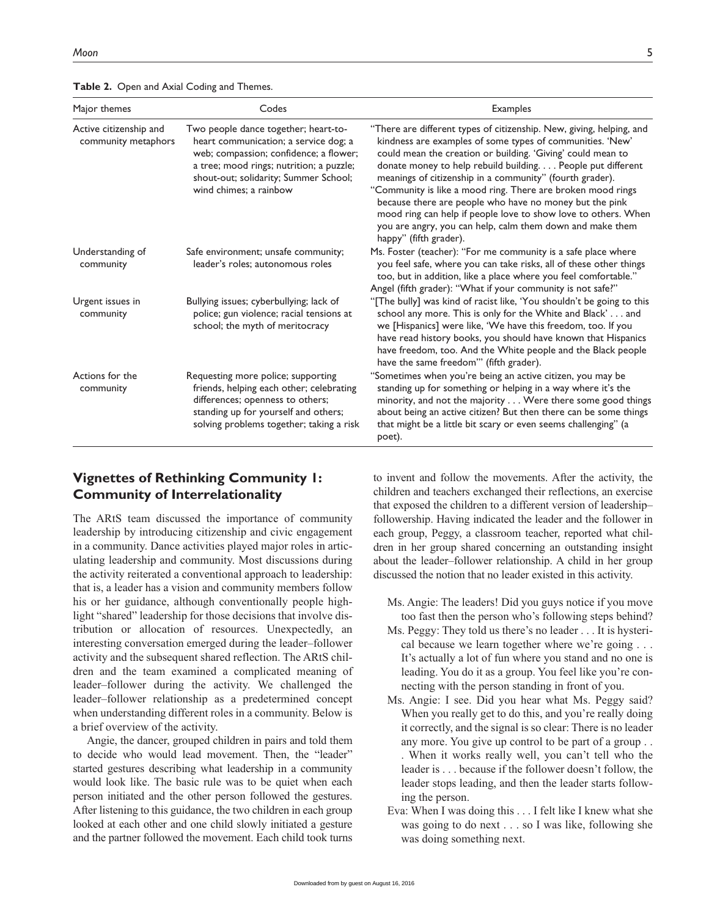**Table 2.** Open and Axial Coding and Themes.

| Major themes | Codes | Examples |
| --- | --- | --- |
| Active citizenship and community metaphors | Two people dance together; heart-to-heart communication; a service dog; a web; compassion; confidence; a flower; a tree; mood rings; nutrition; a puzzle; shout-out; solidarity; Summer School; wind chimes; a rainbow | "There are different types of citizenship. New, giving, helping, and kindness are examples of some types of communities. 'New' could mean the creation or building. 'Giving' could mean to donate money to help rebuild building. . . . People put different meanings of citizenship in a community" (fourth grader). "Community is like a mood ring. There are broken mood rings because there are people who have no money but the pink mood ring can help if people love to show love to others. When you are angry, you can help, calm them down and make them happy" (fifth grader). |
| Understanding of community | Safe environment; unsafe community; leader's roles; autonomous roles | Ms. Foster (teacher): "For me community is a safe place where you feel safe, where you can take risks, all of these other things too, but in addition, like a place where you feel comfortable." Angel (fifth grader): "What if your community is not safe?" |
| Urgent issues in community | Bullying issues; cyberbullying; lack of police; gun violence; racial tensions at school; the myth of meritocracy | "[The bully] was kind of racist like, 'You shouldn't be going to this school any more. This is only for the White and Black' . . . and we [Hispanics] were like, 'We have this freedom, too. If you have read history books, you should have known that Hispanics have freedom, too. And the White people and the Black people have the same freedom'" (fifth grader). |
| Actions for the community | Requesting more police; supporting friends, helping each other; celebrating differences; openness to others; standing up for yourself and others; solving problems together; taking a risk | "Sometimes when you're being an active citizen, you may be standing up for something or helping in a way where it's the minority, and not the majority . . . Were there some good things about being an active citizen? But then there can be some things that might be a little bit scary or even seems challenging" (a poet). |

## Vignettes of Rethinking Community 1: Community of Interrelationality

The ARtS team discussed the importance of community leadership by introducing citizenship and civic engagement in a community. Dance activities played major roles in articulating leadership and community. Most discussions during the activity reiterated a conventional approach to leadership: that is, a leader has a vision and community members follow his or her guidance, although conventionally people highlight "shared" leadership for those decisions that involve distribution or allocation of resources. Unexpectedly, an interesting conversation emerged during the leader–follower activity and the subsequent shared reflection. The ARtS children and the team examined a complicated meaning of leader–follower during the activity. We challenged the leader–follower relationship as a predetermined concept when understanding different roles in a community. Below is a brief overview of the activity.

Angie, the dancer, grouped children in pairs and told them to decide who would lead movement. Then, the "leader" started gestures describing what leadership in a community would look like. The basic rule was to be quiet when each person initiated and the other person followed the gestures. After listening to this guidance, the two children in each group looked at each other and one child slowly initiated a gesture and the partner followed the movement. Each child took turns to invent and follow the movements. After the activity, the children and teachers exchanged their reflections, an exercise that exposed the children to a different version of leadership–followership. Having indicated the leader and the follower in each group, Peggy, a classroom teacher, reported what children in her group shared concerning an outstanding insight about the leader–follower relationship. A child in her group discussed the notion that no leader existed in this activity.

> Ms. Angie: The leaders! Did you guys notice if you move too fast then the person who's following steps behind?
>
> Ms. Peggy: They told us there's no leader . . . It is hysterical because we learn together where we're going . . . It's actually a lot of fun where you stand and no one is leading. You do it as a group. You feel like you're connecting with the person standing in front of you.
>
> Ms. Angie: I see. Did you hear what Ms. Peggy said? When you really get to do this, and you're really doing it correctly, and the signal is so clear: There is no leader any more. You give up control to be part of a group . . . When it works really well, you can't tell who the leader is . . . because if the follower doesn't follow, the leader stops leading, and then the leader starts following the person.
>
> Eva: When I was doing this . . . I felt like I knew what she was going to do next . . . so I was like, following she was doing something next.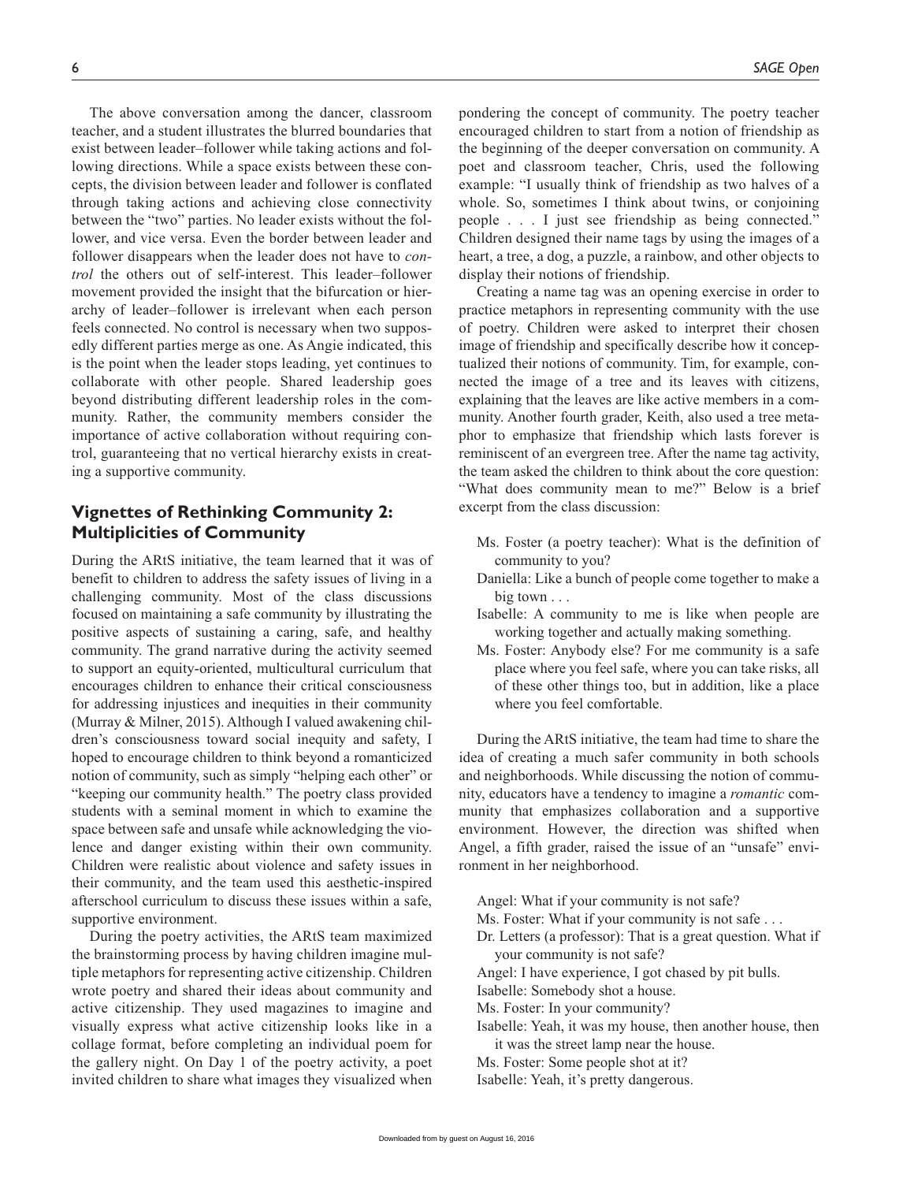The above conversation among the dancer, classroom teacher, and a student illustrates the blurred boundaries that exist between leader–follower while taking actions and following directions. While a space exists between these concepts, the division between leader and follower is conflated through taking actions and achieving close connectivity between the "two" parties. No leader exists without the follower, and vice versa. Even the border between leader and follower disappears when the leader does not have to *control* the others out of self-interest. This leader–follower movement provided the insight that the bifurcation or hierarchy of leader–follower is irrelevant when each person feels connected. No control is necessary when two supposedly different parties merge as one. As Angie indicated, this is the point when the leader stops leading, yet continues to collaborate with other people. Shared leadership goes beyond distributing different leadership roles in the community. Rather, the community members consider the importance of active collaboration without requiring control, guaranteeing that no vertical hierarchy exists in creating a supportive community.

## Vignettes of Rethinking Community 2: Multiplicities of Community

During the ARtS initiative, the team learned that it was of benefit to children to address the safety issues of living in a challenging community. Most of the class discussions focused on maintaining a safe community by illustrating the positive aspects of sustaining a caring, safe, and healthy community. The grand narrative during the activity seemed to support an equity-oriented, multicultural curriculum that encourages children to enhance their critical consciousness for addressing injustices and inequities in their community (Murray & Milner, 2015). Although I valued awakening children's consciousness toward social inequity and safety, I hoped to encourage children to think beyond a romanticized notion of community, such as simply "helping each other" or "keeping our community health." The poetry class provided students with a seminal moment in which to examine the space between safe and unsafe while acknowledging the violence and danger existing within their own community. Children were realistic about violence and safety issues in their community, and the team used this aesthetic-inspired afterschool curriculum to discuss these issues within a safe, supportive environment.

During the poetry activities, the ARtS team maximized the brainstorming process by having children imagine multiple metaphors for representing active citizenship. Children wrote poetry and shared their ideas about community and active citizenship. They used magazines to imagine and visually express what active citizenship looks like in a collage format, before completing an individual poem for the gallery night. On Day 1 of the poetry activity, a poet invited children to share what images they visualized when pondering the concept of community. The poetry teacher encouraged children to start from a notion of friendship as the beginning of the deeper conversation on community. A poet and classroom teacher, Chris, used the following example: "I usually think of friendship as two halves of a whole. So, sometimes I think about twins, or conjoining people . . . I just see friendship as being connected." Children designed their name tags by using the images of a heart, a tree, a dog, a puzzle, a rainbow, and other objects to display their notions of friendship.

Creating a name tag was an opening exercise in order to practice metaphors in representing community with the use of poetry. Children were asked to interpret their chosen image of friendship and specifically describe how it conceptualized their notions of community. Tim, for example, connected the image of a tree and its leaves with citizens, explaining that the leaves are like active members in a community. Another fourth grader, Keith, also used a tree metaphor to emphasize that friendship which lasts forever is reminiscent of an evergreen tree. After the name tag activity, the team asked the children to think about the core question: "What does community mean to me?" Below is a brief excerpt from the class discussion:

> Ms. Foster (a poetry teacher): What is the definition of community to you?
>
> Daniella: Like a bunch of people come together to make a big town . . .
>
> Isabelle: A community to me is like when people are working together and actually making something.
>
> Ms. Foster: Anybody else? For me community is a safe place where you feel safe, where you can take risks, all of these other things too, but in addition, like a place where you feel comfortable.

During the ARtS initiative, the team had time to share the idea of creating a much safer community in both schools and neighborhoods. While discussing the notion of community, educators have a tendency to imagine a *romantic* community that emphasizes collaboration and a supportive environment. However, the direction was shifted when Angel, a fifth grader, raised the issue of an "unsafe" environment in her neighborhood.

> Angel: What if your community is not safe?
>
> Ms. Foster: What if your community is not safe . . .
>
> Dr. Letters (a professor): That is a great question. What if your community is not safe?
>
> Angel: I have experience, I got chased by pit bulls.
>
> Isabelle: Somebody shot a house.
>
> Ms. Foster: In your community?
>
> Isabelle: Yeah, it was my house, then another house, then it was the street lamp near the house.
>
> Ms. Foster: Some people shot at it?
>
> Isabelle: Yeah, it's pretty dangerous.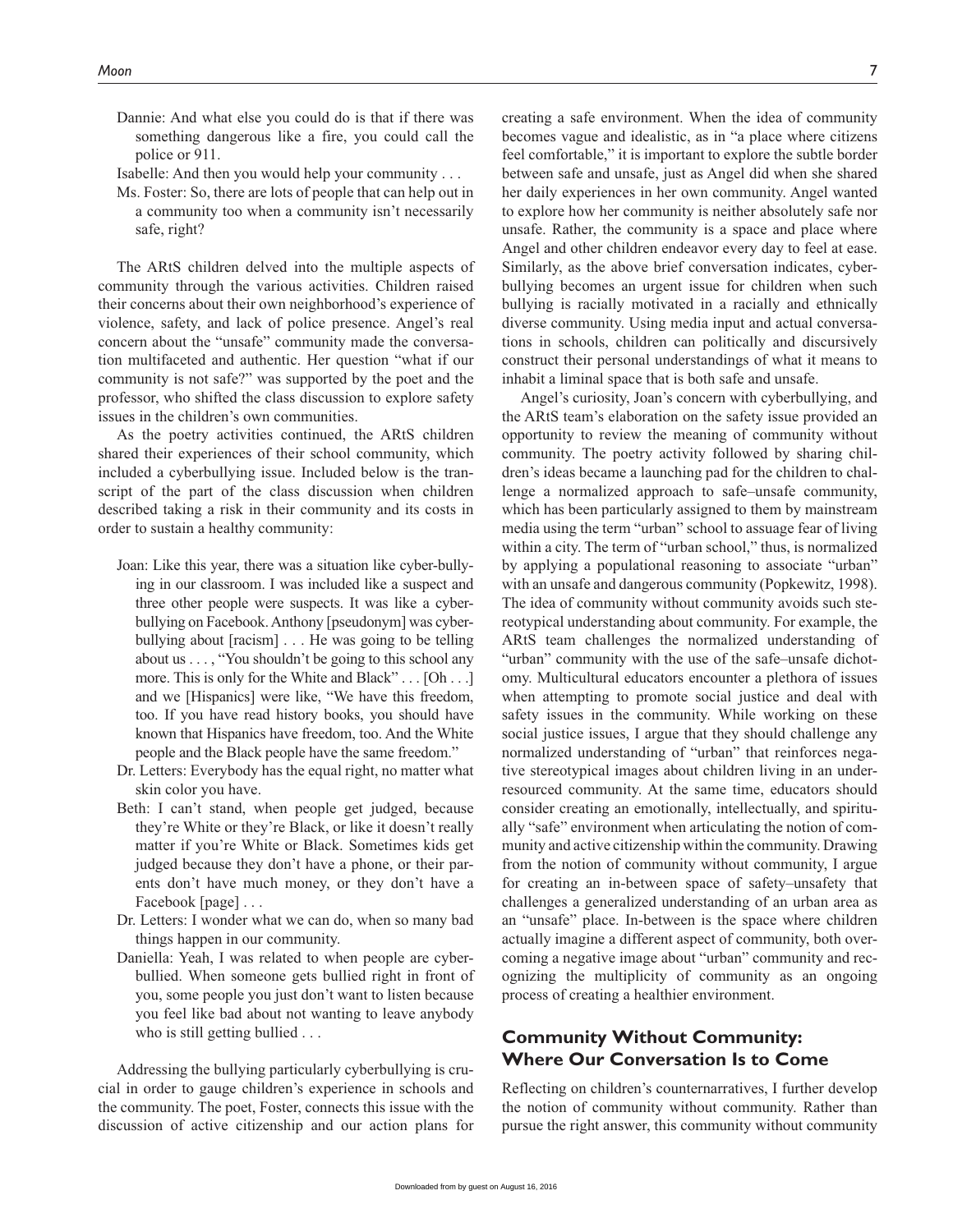Dannie: And what else you could do is that if there was something dangerous like a fire, you could call the police or 911.

Isabelle: And then you would help your community . . .

Ms. Foster: So, there are lots of people that can help out in a community too when a community isn't necessarily safe, right?

The ARtS children delved into the multiple aspects of community through the various activities. Children raised their concerns about their own neighborhood's experience of violence, safety, and lack of police presence. Angel's real concern about the "unsafe" community made the conversation multifaceted and authentic. Her question "what if our community is not safe?" was supported by the poet and the professor, who shifted the class discussion to explore safety issues in the children's own communities.

As the poetry activities continued, the ARtS children shared their experiences of their school community, which included a cyberbullying issue. Included below is the transcript of the part of the class discussion when children described taking a risk in their community and its costs in order to sustain a healthy community:

Joan: Like this year, there was a situation like cyber-bullying in our classroom. I was included like a suspect and three other people were suspects. It was like a cyberbullying on Facebook. Anthony [pseudonym] was cyberbullying about [racism] . . . He was going to be telling about us . . . , "You shouldn't be going to this school any more. This is only for the White and Black" . . . [Oh . . .] and we [Hispanics] were like, "We have this freedom, too. If you have read history books, you should have known that Hispanics have freedom, too. And the White people and the Black people have the same freedom."

Dr. Letters: Everybody has the equal right, no matter what skin color you have.

Beth: I can't stand, when people get judged, because they're White or they're Black, or like it doesn't really matter if you're White or Black. Sometimes kids get judged because they don't have a phone, or their parents don't have much money, or they don't have a Facebook [page] . . .

Dr. Letters: I wonder what we can do, when so many bad things happen in our community.

Daniella: Yeah, I was related to when people are cyberbullied. When someone gets bullied right in front of you, some people you just don't want to listen because you feel like bad about not wanting to leave anybody who is still getting bullied . . .

Addressing the bullying particularly cyberbullying is crucial in order to gauge children's experience in schools and the community. The poet, Foster, connects this issue with the discussion of active citizenship and our action plans for creating a safe environment. When the idea of community becomes vague and idealistic, as in "a place where citizens feel comfortable," it is important to explore the subtle border between safe and unsafe, just as Angel did when she shared her daily experiences in her own community. Angel wanted to explore how her community is neither absolutely safe nor unsafe. Rather, the community is a space and place where Angel and other children endeavor every day to feel at ease. Similarly, as the above brief conversation indicates, cyberbullying becomes an urgent issue for children when such bullying is racially motivated in a racially and ethnically diverse community. Using media input and actual conversations in schools, children can politically and discursively construct their personal understandings of what it means to inhabit a liminal space that is both safe and unsafe.

Angel's curiosity, Joan's concern with cyberbullying, and the ARtS team's elaboration on the safety issue provided an opportunity to review the meaning of community without community. The poetry activity followed by sharing children's ideas became a launching pad for the children to challenge a normalized approach to safe–unsafe community, which has been particularly assigned to them by mainstream media using the term "urban" school to assuage fear of living within a city. The term of "urban school," thus, is normalized by applying a populational reasoning to associate "urban" with an unsafe and dangerous community (Popkewitz, 1998). The idea of community without community avoids such stereotypical understanding about community. For example, the ARtS team challenges the normalized understanding of "urban" community with the use of the safe–unsafe dichotomy. Multicultural educators encounter a plethora of issues when attempting to promote social justice and deal with safety issues in the community. While working on these social justice issues, I argue that they should challenge any normalized understanding of "urban" that reinforces negative stereotypical images about children living in an under-resourced community. At the same time, educators should consider creating an emotionally, intellectually, and spiritually "safe" environment when articulating the notion of community and active citizenship within the community. Drawing from the notion of community without community, I argue for creating an in-between space of safety–unsafety that challenges a generalized understanding of an urban area as an "unsafe" place. In-between is the space where children actually imagine a different aspect of community, both overcoming a negative image about "urban" community and recognizing the multiplicity of community as an ongoing process of creating a healthier environment.

## Community Without Community: Where Our Conversation Is to Come

Reflecting on children's counternarratives, I further develop the notion of community without community. Rather than pursue the right answer, this community without community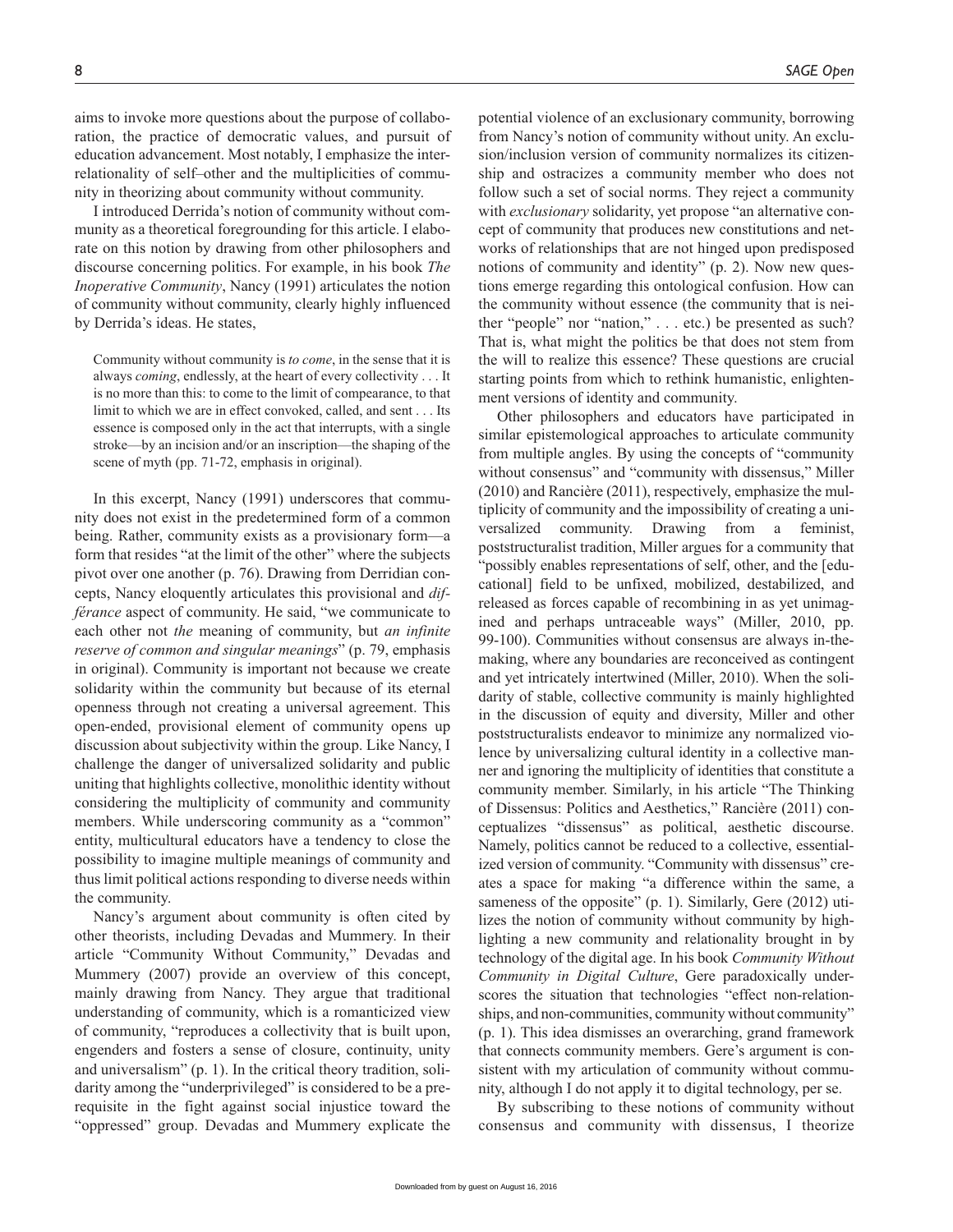aims to invoke more questions about the purpose of collaboration, the practice of democratic values, and pursuit of education advancement. Most notably, I emphasize the interrelationality of self–other and the multiplicities of community in theorizing about community without community.

I introduced Derrida's notion of community without community as a theoretical foregrounding for this article. I elaborate on this notion by drawing from other philosophers and discourse concerning politics. For example, in his book *The Inoperative Community*, Nancy (1991) articulates the notion of community without community, clearly highly influenced by Derrida's ideas. He states,

> Community without community is *to come*, in the sense that it is always *coming*, endlessly, at the heart of every collectivity . . . It is no more than this: to come to the limit of compearance, to that limit to which we are in effect convoked, called, and sent . . . Its essence is composed only in the act that interrupts, with a single stroke—by an incision and/or an inscription—the shaping of the scene of myth (pp. 71-72, emphasis in original).

In this excerpt, Nancy (1991) underscores that community does not exist in the predetermined form of a common being. Rather, community exists as a provisionary form—a form that resides "at the limit of the other" where the subjects pivot over one another (p. 76). Drawing from Derridian concepts, Nancy eloquently articulates this provisional and *différance* aspect of community. He said, "we communicate to each other not *the* meaning of community, but *an infinite reserve of common and singular meanings*" (p. 79, emphasis in original). Community is important not because we create solidarity within the community but because of its eternal openness through not creating a universal agreement. This open-ended, provisional element of community opens up discussion about subjectivity within the group. Like Nancy, I challenge the danger of universalized solidarity and public uniting that highlights collective, monolithic identity without considering the multiplicity of community and community members. While underscoring community as a "common" entity, multicultural educators have a tendency to close the possibility to imagine multiple meanings of community and thus limit political actions responding to diverse needs within the community.

Nancy's argument about community is often cited by other theorists, including Devadas and Mummery. In their article "Community Without Community," Devadas and Mummery (2007) provide an overview of this concept, mainly drawing from Nancy. They argue that traditional understanding of community, which is a romanticized view of community, "reproduces a collectivity that is built upon, engenders and fosters a sense of closure, continuity, unity and universalism" (p. 1). In the critical theory tradition, solidarity among the "underprivileged" is considered to be a prerequisite in the fight against social injustice toward the "oppressed" group. Devadas and Mummery explicate the potential violence of an exclusionary community, borrowing from Nancy's notion of community without unity. An exclusion/inclusion version of community normalizes its citizenship and ostracizes a community member who does not follow such a set of social norms. They reject a community with *exclusionary* solidarity, yet propose "an alternative concept of community that produces new constitutions and networks of relationships that are not hinged upon predisposed notions of community and identity" (p. 2). Now new questions emerge regarding this ontological confusion. How can the community without essence (the community that is neither "people" nor "nation," . . . etc.) be presented as such? That is, what might the politics be that does not stem from the will to realize this essence? These questions are crucial starting points from which to rethink humanistic, enlightenment versions of identity and community.

Other philosophers and educators have participated in similar epistemological approaches to articulate community from multiple angles. By using the concepts of "community without consensus" and "community with dissensus," Miller (2010) and Rancière (2011), respectively, emphasize the multiplicity of community and the impossibility of creating a universalized community. Drawing from a feminist, poststructuralist tradition, Miller argues for a community that "possibly enables representations of self, other, and the [educational] field to be unfixed, mobilized, destabilized, and released as forces capable of recombining in as yet unimagined and perhaps untraceable ways" (Miller, 2010, pp. 99-100). Communities without consensus are always in-the-making, where any boundaries are reconceived as contingent and yet intricately intertwined (Miller, 2010). When the solidarity of stable, collective community is mainly highlighted in the discussion of equity and diversity, Miller and other poststructuralists endeavor to minimize any normalized violence by universalizing cultural identity in a collective manner and ignoring the multiplicity of identities that constitute a community member. Similarly, in his article "The Thinking of Dissensus: Politics and Aesthetics," Rancière (2011) conceptualizes "dissensus" as political, aesthetic discourse. Namely, politics cannot be reduced to a collective, essentialized version of community. "Community with dissensus" creates a space for making "a difference within the same, a sameness of the opposite" (p. 1). Similarly, Gere (2012) utilizes the notion of community without community by highlighting a new community and relationality brought in by technology of the digital age. In his book *Community Without Community in Digital Culture*, Gere paradoxically underscores the situation that technologies "effect non-relationships, and non-communities, community without community" (p. 1). This idea dismisses an overarching, grand framework that connects community members. Gere's argument is consistent with my articulation of community without community, although I do not apply it to digital technology, per se.

By subscribing to these notions of community without consensus and community with dissensus, I theorize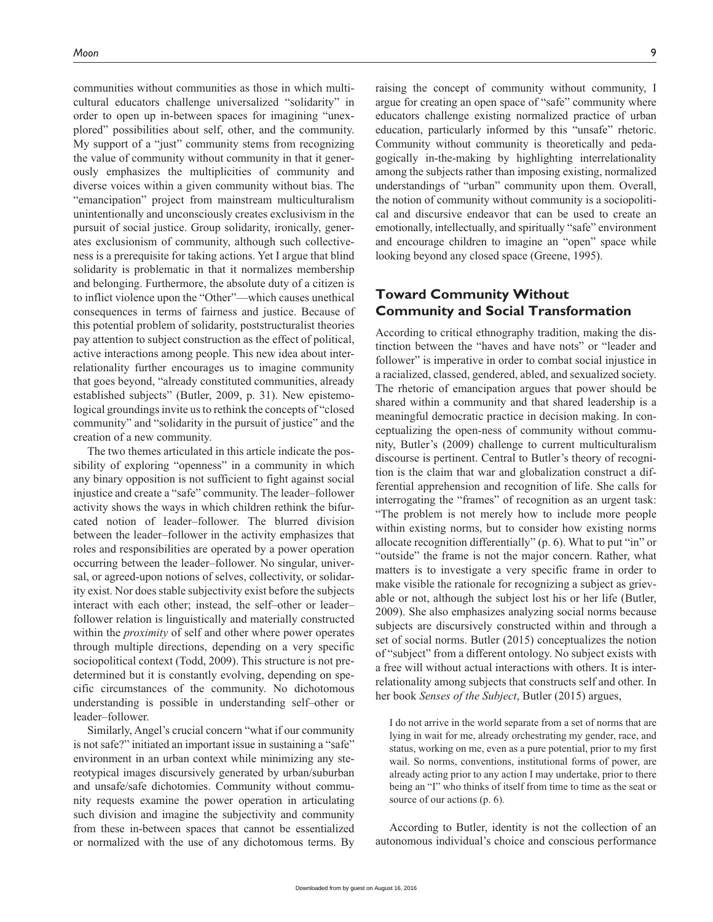communities without communities as those in which multicultural educators challenge universalized "solidarity" in order to open up in-between spaces for imagining "unexplored" possibilities about self, other, and the community. My support of a "just" community stems from recognizing the value of community without community in that it generously emphasizes the multiplicities of community and diverse voices within a given community without bias. The "emancipation" project from mainstream multiculturalism unintentionally and unconsciously creates exclusivism in the pursuit of social justice. Group solidarity, ironically, generates exclusionism of community, although such collectiveness is a prerequisite for taking actions. Yet I argue that blind solidarity is problematic in that it normalizes membership and belonging. Furthermore, the absolute duty of a citizen is to inflict violence upon the "Other"—which causes unethical consequences in terms of fairness and justice. Because of this potential problem of solidarity, poststructuralist theories pay attention to subject construction as the effect of political, active interactions among people. This new idea about interrelationality further encourages us to imagine community that goes beyond, "already constituted communities, already established subjects" (Butler, 2009, p. 31). New epistemological groundings invite us to rethink the concepts of "closed community" and "solidarity in the pursuit of justice" and the creation of a new community.

The two themes articulated in this article indicate the possibility of exploring "openness" in a community in which any binary opposition is not sufficient to fight against social injustice and create a "safe" community. The leader–follower activity shows the ways in which children rethink the bifurcated notion of leader–follower. The blurred division between the leader–follower in the activity emphasizes that roles and responsibilities are operated by a power operation occurring between the leader–follower. No singular, universal, or agreed-upon notions of selves, collectivity, or solidarity exist. Nor does stable subjectivity exist before the subjects interact with each other; instead, the self–other or leader–follower relation is linguistically and materially constructed within the *proximity* of self and other where power operates through multiple directions, depending on a very specific sociopolitical context (Todd, 2009). This structure is not predetermined but it is constantly evolving, depending on specific circumstances of the community. No dichotomous understanding is possible in understanding self–other or leader–follower.

Similarly, Angel's crucial concern "what if our community is not safe?" initiated an important issue in sustaining a "safe" environment in an urban context while minimizing any stereotypical images discursively generated by urban/suburban and unsafe/safe dichotomies. Community without community requests examine the power operation in articulating such division and imagine the subjectivity and community from these in-between spaces that cannot be essentialized or normalized with the use of any dichotomous terms. By raising the concept of community without community, I argue for creating an open space of "safe" community where educators challenge existing normalized practice of urban education, particularly informed by this "unsafe" rhetoric. Community without community is theoretically and pedagogically in-the-making by highlighting interrelationality among the subjects rather than imposing existing, normalized understandings of "urban" community upon them. Overall, the notion of community without community is a sociopolitical and discursive endeavor that can be used to create an emotionally, intellectually, and spiritually "safe" environment and encourage children to imagine an "open" space while looking beyond any closed space (Greene, 1995).

## Toward Community Without Community and Social Transformation

According to critical ethnography tradition, making the distinction between the "haves and have nots" or "leader and follower" is imperative in order to combat social injustice in a racialized, classed, gendered, abled, and sexualized society. The rhetoric of emancipation argues that power should be shared within a community and that shared leadership is a meaningful democratic practice in decision making. In conceptualizing the open-ness of community without community, Butler's (2009) challenge to current multiculturalism discourse is pertinent. Central to Butler's theory of recognition is the claim that war and globalization construct a differential apprehension and recognition of life. She calls for interrogating the "frames" of recognition as an urgent task: "The problem is not merely how to include more people within existing norms, but to consider how existing norms allocate recognition differentially" (p. 6). What to put "in" or "outside" the frame is not the major concern. Rather, what matters is to investigate a very specific frame in order to make visible the rationale for recognizing a subject as grievable or not, although the subject lost his or her life (Butler, 2009). She also emphasizes analyzing social norms because subjects are discursively constructed within and through a set of social norms. Butler (2015) conceptualizes the notion of "subject" from a different ontology. No subject exists with a free will without actual interactions with others. It is interrelationality among subjects that constructs self and other. In her book *Senses of the Subject*, Butler (2015) argues,

> I do not arrive in the world separate from a set of norms that are lying in wait for me, already orchestrating my gender, race, and status, working on me, even as a pure potential, prior to my first wail. So norms, conventions, institutional forms of power, are already acting prior to any action I may undertake, prior to there being an "I" who thinks of itself from time to time as the seat or source of our actions (p. 6).

According to Butler, identity is not the collection of an autonomous individual's choice and conscious performance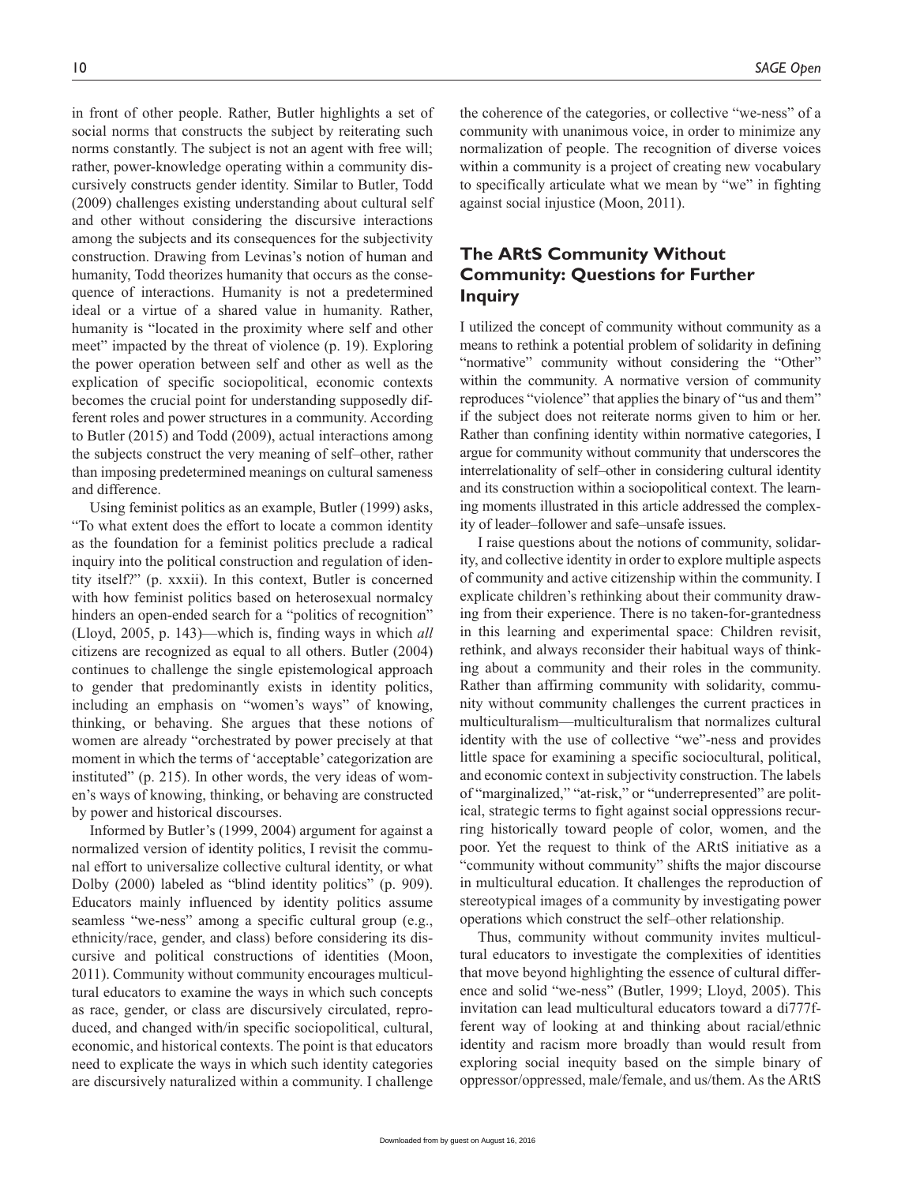in front of other people. Rather, Butler highlights a set of social norms that constructs the subject by reiterating such norms constantly. The subject is not an agent with free will; rather, power-knowledge operating within a community discursively constructs gender identity. Similar to Butler, Todd (2009) challenges existing understanding about cultural self and other without considering the discursive interactions among the subjects and its consequences for the subjectivity construction. Drawing from Levinas's notion of human and humanity, Todd theorizes humanity that occurs as the consequence of interactions. Humanity is not a predetermined ideal or a virtue of a shared value in humanity. Rather, humanity is "located in the proximity where self and other meet" impacted by the threat of violence (p. 19). Exploring the power operation between self and other as well as the explication of specific sociopolitical, economic contexts becomes the crucial point for understanding supposedly different roles and power structures in a community. According to Butler (2015) and Todd (2009), actual interactions among the subjects construct the very meaning of self–other, rather than imposing predetermined meanings on cultural sameness and difference.

Using feminist politics as an example, Butler (1999) asks, "To what extent does the effort to locate a common identity as the foundation for a feminist politics preclude a radical inquiry into the political construction and regulation of identity itself?" (p. xxxii). In this context, Butler is concerned with how feminist politics based on heterosexual normalcy hinders an open-ended search for a "politics of recognition" (Lloyd, 2005, p. 143)—which is, finding ways in which *all* citizens are recognized as equal to all others. Butler (2004) continues to challenge the single epistemological approach to gender that predominantly exists in identity politics, including an emphasis on "women's ways" of knowing, thinking, or behaving. She argues that these notions of women are already "orchestrated by power precisely at that moment in which the terms of 'acceptable' categorization are instituted" (p. 215). In other words, the very ideas of women's ways of knowing, thinking, or behaving are constructed by power and historical discourses.

Informed by Butler's (1999, 2004) argument for against a normalized version of identity politics, I revisit the communal effort to universalize collective cultural identity, or what Dolby (2000) labeled as "blind identity politics" (p. 909). Educators mainly influenced by identity politics assume seamless "we-ness" among a specific cultural group (e.g., ethnicity/race, gender, and class) before considering its discursive and political constructions of identities (Moon, 2011). Community without community encourages multicultural educators to examine the ways in which such concepts as race, gender, or class are discursively circulated, reproduced, and changed with/in specific sociopolitical, cultural, economic, and historical contexts. The point is that educators need to explicate the ways in which such identity categories are discursively naturalized within a community. I challenge the coherence of the categories, or collective "we-ness" of a community with unanimous voice, in order to minimize any normalization of people. The recognition of diverse voices within a community is a project of creating new vocabulary to specifically articulate what we mean by "we" in fighting against social injustice (Moon, 2011).

## The ARtS Community Without Community: Questions for Further Inquiry

I utilized the concept of community without community as a means to rethink a potential problem of solidarity in defining "normative" community without considering the "Other" within the community. A normative version of community reproduces "violence" that applies the binary of "us and them" if the subject does not reiterate norms given to him or her. Rather than confining identity within normative categories, I argue for community without community that underscores the interrelationality of self–other in considering cultural identity and its construction within a sociopolitical context. The learning moments illustrated in this article addressed the complexity of leader–follower and safe–unsafe issues.

I raise questions about the notions of community, solidarity, and collective identity in order to explore multiple aspects of community and active citizenship within the community. I explicate children's rethinking about their community drawing from their experience. There is no taken-for-grantedness in this learning and experimental space: Children revisit, rethink, and always reconsider their habitual ways of thinking about a community and their roles in the community. Rather than affirming community with solidarity, community without community challenges the current practices in multiculturalism—multiculturalism that normalizes cultural identity with the use of collective "we"-ness and provides little space for examining a specific sociocultural, political, and economic context in subjectivity construction. The labels of "marginalized," "at-risk," or "underrepresented" are political, strategic terms to fight against social oppressions recurring historically toward people of color, women, and the poor. Yet the request to think of the ARtS initiative as a "community without community" shifts the major discourse in multicultural education. It challenges the reproduction of stereotypical images of a community by investigating power operations which construct the self–other relationship.

Thus, community without community invites multicultural educators to investigate the complexities of identities that move beyond highlighting the essence of cultural difference and solid "we-ness" (Butler, 1999; Lloyd, 2005). This invitation can lead multicultural educators toward a di777fferent way of looking at and thinking about racial/ethnic identity and racism more broadly than would result from exploring social inequity based on the simple binary of oppressor/oppressed, male/female, and us/them. As the ARtS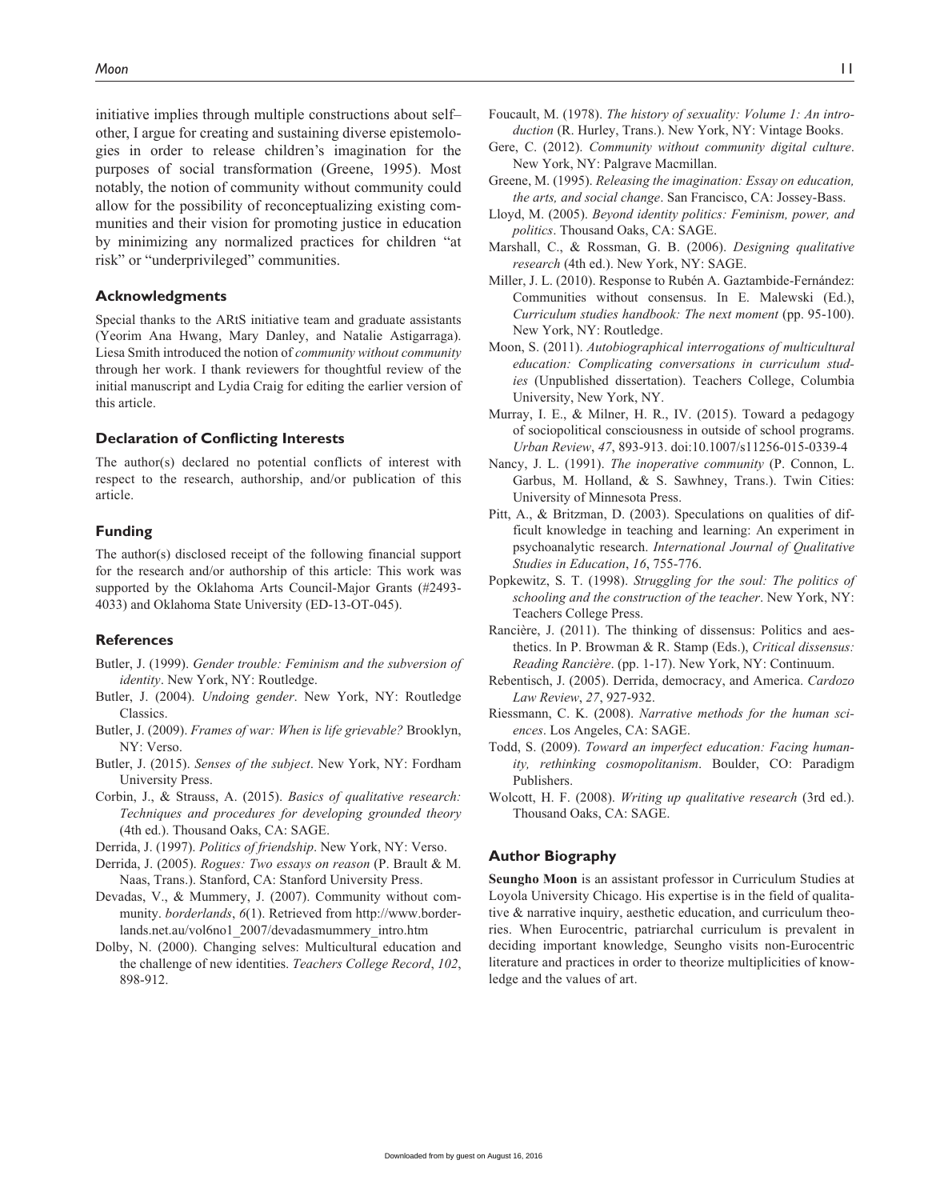initiative implies through multiple constructions about self–other, I argue for creating and sustaining diverse epistemologies in order to release children's imagination for the purposes of social transformation (Greene, 1995). Most notably, the notion of community without community could allow for the possibility of reconceptualizing existing communities and their vision for promoting justice in education by minimizing any normalized practices for children "at risk" or "underprivileged" communities.

## Acknowledgments

Special thanks to the ARtS initiative team and graduate assistants (Yeorim Ana Hwang, Mary Danley, and Natalie Astigarraga). Liesa Smith introduced the notion of *community without community* through her work. I thank reviewers for thoughtful review of the initial manuscript and Lydia Craig for editing the earlier version of this article.

## Declaration of Conflicting Interests

The author(s) declared no potential conflicts of interest with respect to the research, authorship, and/or publication of this article.

## Funding

The author(s) disclosed receipt of the following financial support for the research and/or authorship of this article: This work was supported by the Oklahoma Arts Council-Major Grants (#2493-4033) and Oklahoma State University (ED-13-OT-045).

## References

Butler, J. (1999). *Gender trouble: Feminism and the subversion of identity*. New York, NY: Routledge.

Butler, J. (2004). *Undoing gender*. New York, NY: Routledge Classics.

Butler, J. (2009). *Frames of war: When is life grievable?* Brooklyn, NY: Verso.

Butler, J. (2015). *Senses of the subject*. New York, NY: Fordham University Press.

Corbin, J., & Strauss, A. (2015). *Basics of qualitative research: Techniques and procedures for developing grounded theory* (4th ed.). Thousand Oaks, CA: SAGE.

Derrida, J. (1997). *Politics of friendship*. New York, NY: Verso.

Derrida, J. (2005). *Rogues: Two essays on reason* (P. Brault & M. Naas, Trans.). Stanford, CA: Stanford University Press.

Devadas, V., & Mummery, J. (2007). Community without community. *borderlands*, *6*(1). Retrieved from http://www.borderlands.net.au/vol6no1_2007/devadasmummery_intro.htm

Dolby, N. (2000). Changing selves: Multicultural education and the challenge of new identities. *Teachers College Record*, *102*, 898-912.

Foucault, M. (1978). *The history of sexuality: Volume 1: An introduction* (R. Hurley, Trans.). New York, NY: Vintage Books.

Gere, C. (2012). *Community without community digital culture*. New York, NY: Palgrave Macmillan.

Greene, M. (1995). *Releasing the imagination: Essay on education, the arts, and social change*. San Francisco, CA: Jossey-Bass.

Lloyd, M. (2005). *Beyond identity politics: Feminism, power, and politics*. Thousand Oaks, CA: SAGE.

Marshall, C., & Rossman, G. B. (2006). *Designing qualitative research* (4th ed.). New York, NY: SAGE.

Miller, J. L. (2010). Response to Rubén A. Gaztambide-Fernández: Communities without consensus. In E. Malewski (Ed.), *Curriculum studies handbook: The next moment* (pp. 95-100). New York, NY: Routledge.

Moon, S. (2011). *Autobiographical interrogations of multicultural education: Complicating conversations in curriculum studies* (Unpublished dissertation). Teachers College, Columbia University, New York, NY.

Murray, I. E., & Milner, H. R., IV. (2015). Toward a pedagogy of sociopolitical consciousness in outside of school programs. *Urban Review*, *47*, 893-913. doi:10.1007/s11256-015-0339-4

Nancy, J. L. (1991). *The inoperative community* (P. Connon, L. Garbus, M. Holland, & S. Sawhney, Trans.). Twin Cities: University of Minnesota Press.

Pitt, A., & Britzman, D. (2003). Speculations on qualities of difficult knowledge in teaching and learning: An experiment in psychoanalytic research. *International Journal of Qualitative Studies in Education*, *16*, 755-776.

Popkewitz, S. T. (1998). *Struggling for the soul: The politics of schooling and the construction of the teacher*. New York, NY: Teachers College Press.

Rancière, J. (2011). The thinking of dissensus: Politics and aesthetics. In P. Browman & R. Stamp (Eds.), *Critical dissensus: Reading Rancière*. (pp. 1-17). New York, NY: Continuum.

Rebentisch, J. (2005). Derrida, democracy, and America. *Cardozo Law Review*, *27*, 927-932.

Riessmann, C. K. (2008). *Narrative methods for the human sciences*. Los Angeles, CA: SAGE.

Todd, S. (2009). *Toward an imperfect education: Facing humanity, rethinking cosmopolitanism*. Boulder, CO: Paradigm Publishers.

Wolcott, H. F. (2008). *Writing up qualitative research* (3rd ed.). Thousand Oaks, CA: SAGE.

## Author Biography

**Seungho Moon** is an assistant professor in Curriculum Studies at Loyola University Chicago. His expertise is in the field of qualitative & narrative inquiry, aesthetic education, and curriculum theories. When Eurocentric, patriarchal curriculum is prevalent in deciding important knowledge, Seungho visits non-Eurocentric literature and practices in order to theorize multiplicities of knowledge and the values of art.